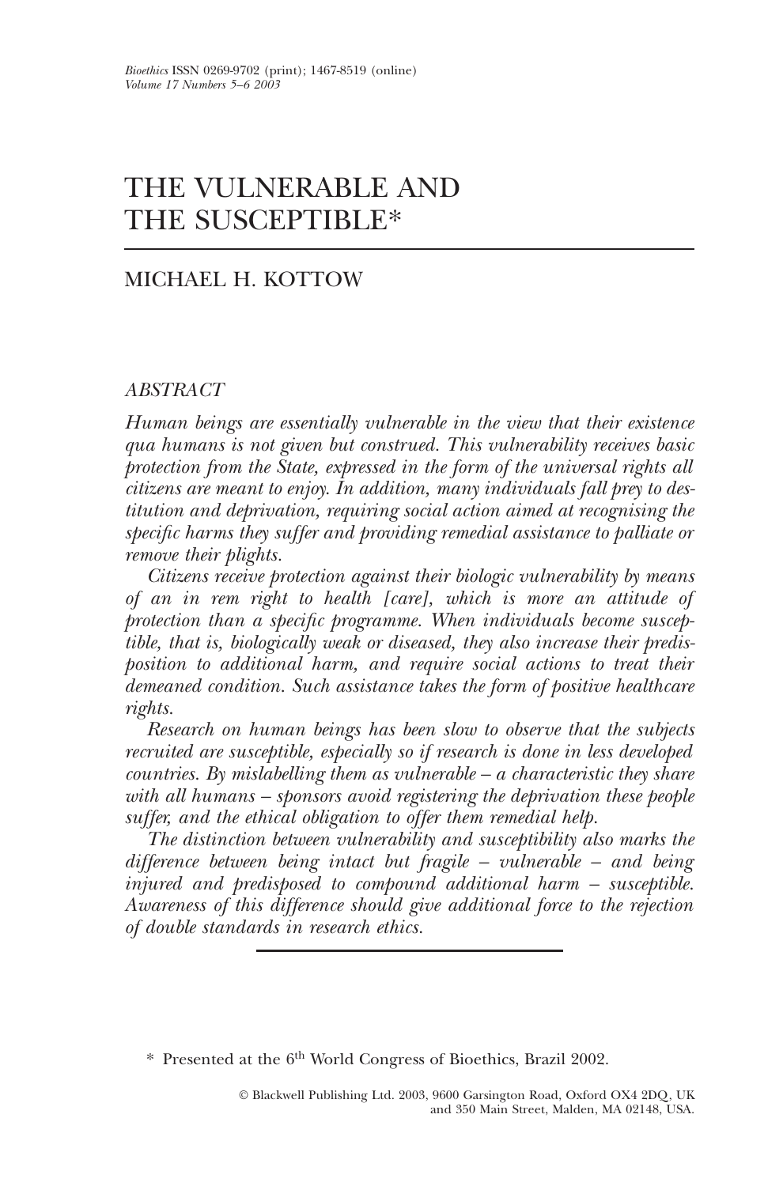# THE VULNERABLE AND THE SUSCEPTIBLE*

## MICHAEL H. KOTTOW

### ABSTRACT

*Human beings are essentially vulnerable in the view that their existence qua humans is not given but construed. This vulnerability receives basic protection from the State, expressed in the form of the universal rights all citizens are meant to enjoy. In addition, many individuals fall prey to destitution and deprivation, requiring social action aimed at recognising the specific harms they suffer and providing remedial assistance to palliate or remove their plights.*

*Citizens receive protection against their biologic vulnerability by means of an in rem right to health [care], which is more an attitude of protection than a specific programme. When individuals become susceptible, that is, biologically weak or diseased, they also increase their predisposition to additional harm, and require social actions to treat their demeaned condition. Such assistance takes the form of positive healthcare rights.*

*Research on human beings has been slow to observe that the subjects recruited are susceptible, especially so if research is done in less developed countries. By mislabelling them as vulnerable – a characteristic they share with all humans – sponsors avoid registering the deprivation these people suffer, and the ethical obligation to offer them remedial help.*

*The distinction between vulnerability and susceptibility also marks the difference between being intact but fragile – vulnerable – and being injured and predisposed to compound additional harm – susceptible. Awareness of this difference should give additional force to the rejection of double standards in research ethics.*

---

\* Presented at the 6th World Congress of Bioethics, Brazil 2002.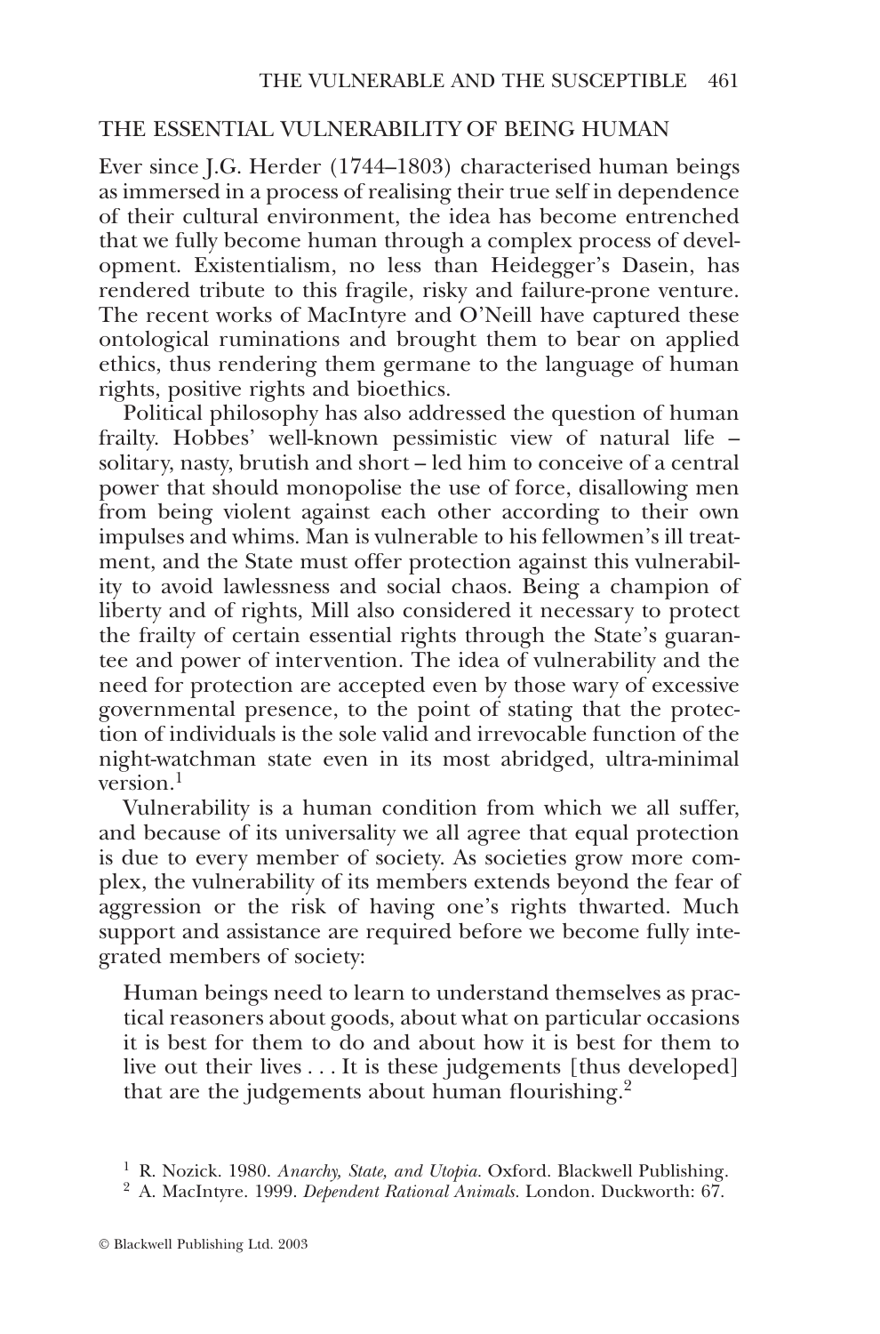## THE ESSENTIAL VULNERABILITY OF BEING HUMAN

Ever since J.G. Herder (1744–1803) characterised human beings as immersed in a process of realising their true self in dependence of their cultural environment, the idea has become entrenched that we fully become human through a complex process of development. Existentialism, no less than Heidegger's Dasein, has rendered tribute to this fragile, risky and failure-prone venture. The recent works of MacIntyre and O'Neill have captured these ontological ruminations and brought them to bear on applied ethics, thus rendering them germane to the language of human rights, positive rights and bioethics.

Political philosophy has also addressed the question of human frailty. Hobbes' well-known pessimistic view of natural life – solitary, nasty, brutish and short – led him to conceive of a central power that should monopolise the use of force, disallowing men from being violent against each other according to their own impulses and whims. Man is vulnerable to his fellowmen's ill treatment, and the State must offer protection against this vulnerability to avoid lawlessness and social chaos. Being a champion of liberty and of rights, Mill also considered it necessary to protect the frailty of certain essential rights through the State's guarantee and power of intervention. The idea of vulnerability and the need for protection are accepted even by those wary of excessive governmental presence, to the point of stating that the protection of individuals is the sole valid and irrevocable function of the night-watchman state even in its most abridged, ultra-minimal version.[1]

Vulnerability is a human condition from which we all suffer, and because of its universality we all agree that equal protection is due to every member of society. As societies grow more complex, the vulnerability of its members extends beyond the fear of aggression or the risk of having one's rights thwarted. Much support and assistance are required before we become fully integrated members of society:

> Human beings need to learn to understand themselves as practical reasoners about goods, about what on particular occasions it is best for them to do and about how it is best for them to live out their lives . . . It is these judgements [thus developed] that are the judgements about human flourishing.[2]

[1] R. Nozick. 1980. *Anarchy, State, and Utopia.* Oxford. Blackwell Publishing.

[2] A. MacIntyre. 1999. *Dependent Rational Animals.* London. Duckworth: 67.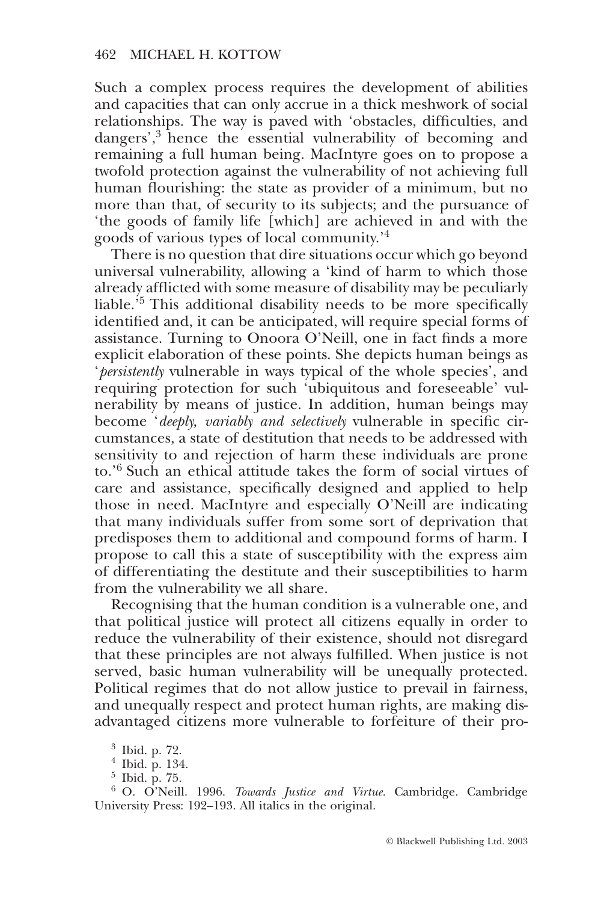Such a complex process requires the development of abilities and capacities that can only accrue in a thick meshwork of social relationships. The way is paved with 'obstacles, difficulties, and dangers',[3] hence the essential vulnerability of becoming and remaining a full human being. MacIntyre goes on to propose a twofold protection against the vulnerability of not achieving full human flourishing: the state as provider of a minimum, but no more than that, of security to its subjects; and the pursuance of 'the goods of family life [which] are achieved in and with the goods of various types of local community.'[4]

There is no question that dire situations occur which go beyond universal vulnerability, allowing a 'kind of harm to which those already afflicted with some measure of disability may be peculiarly liable.'[5] This additional disability needs to be more specifically identified and, it can be anticipated, will require special forms of assistance. Turning to Onoora O'Neill, one in fact finds a more explicit elaboration of these points. She depicts human beings as '*persistently* vulnerable in ways typical of the whole species', and requiring protection for such 'ubiquitous and foreseeable' vulnerability by means of justice. In addition, human beings may become '*deeply, variably and selectively* vulnerable in specific circumstances, a state of destitution that needs to be addressed with sensitivity to and rejection of harm these individuals are prone to.'[6] Such an ethical attitude takes the form of social virtues of care and assistance, specifically designed and applied to help those in need. MacIntyre and especially O'Neill are indicating that many individuals suffer from some sort of deprivation that predisposes them to additional and compound forms of harm. I propose to call this a state of susceptibility with the express aim of differentiating the destitute and their susceptibilities to harm from the vulnerability we all share.

Recognising that the human condition is a vulnerable one, and that political justice will protect all citizens equally in order to reduce the vulnerability of their existence, should not disregard that these principles are not always fulfilled. When justice is not served, basic human vulnerability will be unequally protected. Political regimes that do not allow justice to prevail in fairness, and unequally respect and protect human rights, are making disadvantaged citizens more vulnerable to forfeiture of their pro-

[3] Ibid. p. 72.

[4] Ibid. p. 134.

[5] Ibid. p. 75.

[6] O. O'Neill. 1996. *Towards Justice and Virtue.* Cambridge. Cambridge University Press: 192–193. All italics in the original.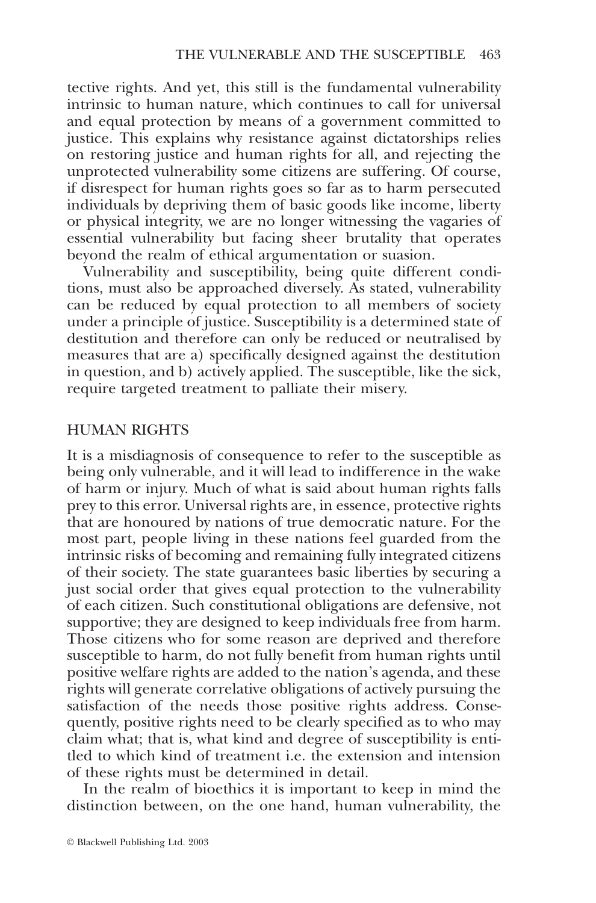tective rights. And yet, this still is the fundamental vulnerability intrinsic to human nature, which continues to call for universal and equal protection by means of a government committed to justice. This explains why resistance against dictatorships relies on restoring justice and human rights for all, and rejecting the unprotected vulnerability some citizens are suffering. Of course, if disrespect for human rights goes so far as to harm persecuted individuals by depriving them of basic goods like income, liberty or physical integrity, we are no longer witnessing the vagaries of essential vulnerability but facing sheer brutality that operates beyond the realm of ethical argumentation or suasion.

Vulnerability and susceptibility, being quite different conditions, must also be approached diversely. As stated, vulnerability can be reduced by equal protection to all members of society under a principle of justice. Susceptibility is a determined state of destitution and therefore can only be reduced or neutralised by measures that are a) specifically designed against the destitution in question, and b) actively applied. The susceptible, like the sick, require targeted treatment to palliate their misery.

## HUMAN RIGHTS

It is a misdiagnosis of consequence to refer to the susceptible as being only vulnerable, and it will lead to indifference in the wake of harm or injury. Much of what is said about human rights falls prey to this error. Universal rights are, in essence, protective rights that are honoured by nations of true democratic nature. For the most part, people living in these nations feel guarded from the intrinsic risks of becoming and remaining fully integrated citizens of their society. The state guarantees basic liberties by securing a just social order that gives equal protection to the vulnerability of each citizen. Such constitutional obligations are defensive, not supportive; they are designed to keep individuals free from harm. Those citizens who for some reason are deprived and therefore susceptible to harm, do not fully benefit from human rights until positive welfare rights are added to the nation's agenda, and these rights will generate correlative obligations of actively pursuing the satisfaction of the needs those positive rights address. Consequently, positive rights need to be clearly specified as to who may claim what; that is, what kind and degree of susceptibility is entitled to which kind of treatment i.e. the extension and intension of these rights must be determined in detail.

In the realm of bioethics it is important to keep in mind the distinction between, on the one hand, human vulnerability, the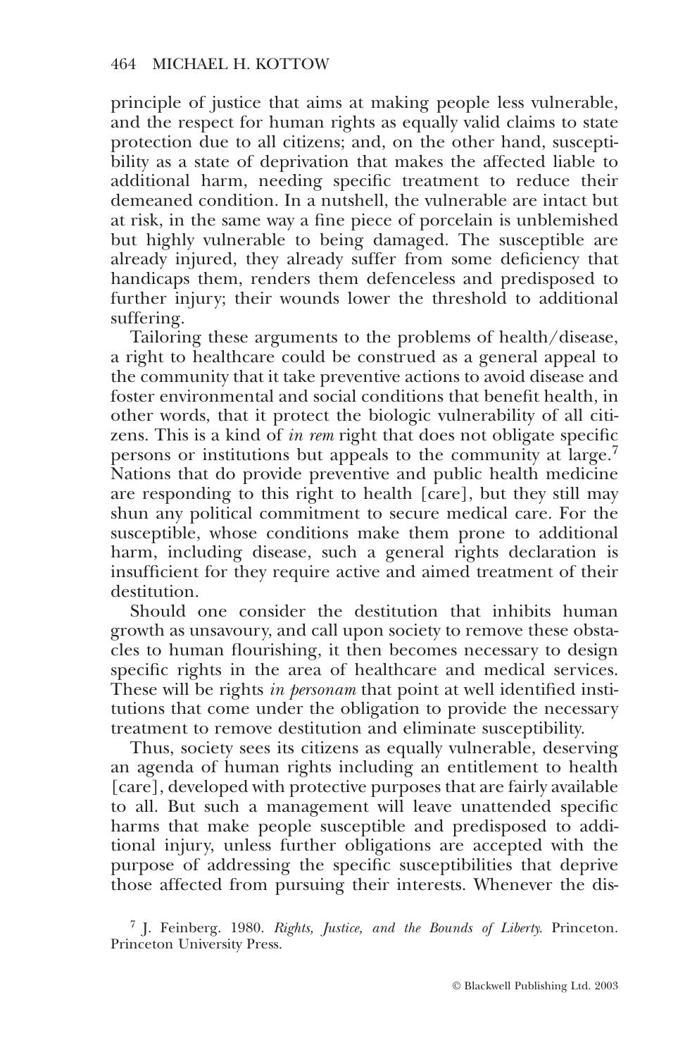principle of justice that aims at making people less vulnerable, and the respect for human rights as equally valid claims to state protection due to all citizens; and, on the other hand, susceptibility as a state of deprivation that makes the affected liable to additional harm, needing specific treatment to reduce their demeaned condition. In a nutshell, the vulnerable are intact but at risk, in the same way a fine piece of porcelain is unblemished but highly vulnerable to being damaged. The susceptible are already injured, they already suffer from some deficiency that handicaps them, renders them defenceless and predisposed to further injury; their wounds lower the threshold to additional suffering.

Tailoring these arguments to the problems of health/disease, a right to healthcare could be construed as a general appeal to the community that it take preventive actions to avoid disease and foster environmental and social conditions that benefit health, in other words, that it protect the biologic vulnerability of all citizens. This is a kind of *in rem* right that does not obligate specific persons or institutions but appeals to the community at large.[7] Nations that do provide preventive and public health medicine are responding to this right to health [care], but they still may shun any political commitment to secure medical care. For the susceptible, whose conditions make them prone to additional harm, including disease, such a general rights declaration is insufficient for they require active and aimed treatment of their destitution.

Should one consider the destitution that inhibits human growth as unsavoury, and call upon society to remove these obstacles to human flourishing, it then becomes necessary to design specific rights in the area of healthcare and medical services. These will be rights *in personam* that point at well identified institutions that come under the obligation to provide the necessary treatment to remove destitution and eliminate susceptibility.

Thus, society sees its citizens as equally vulnerable, deserving an agenda of human rights including an entitlement to health [care], developed with protective purposes that are fairly available to all. But such a management will leave unattended specific harms that make people susceptible and predisposed to additional injury, unless further obligations are accepted with the purpose of addressing the specific susceptibilities that deprive those affected from pursuing their interests. Whenever the dis-

[7] J. Feinberg. 1980. *Rights, Justice, and the Bounds of Liberty.* Princeton. Princeton University Press.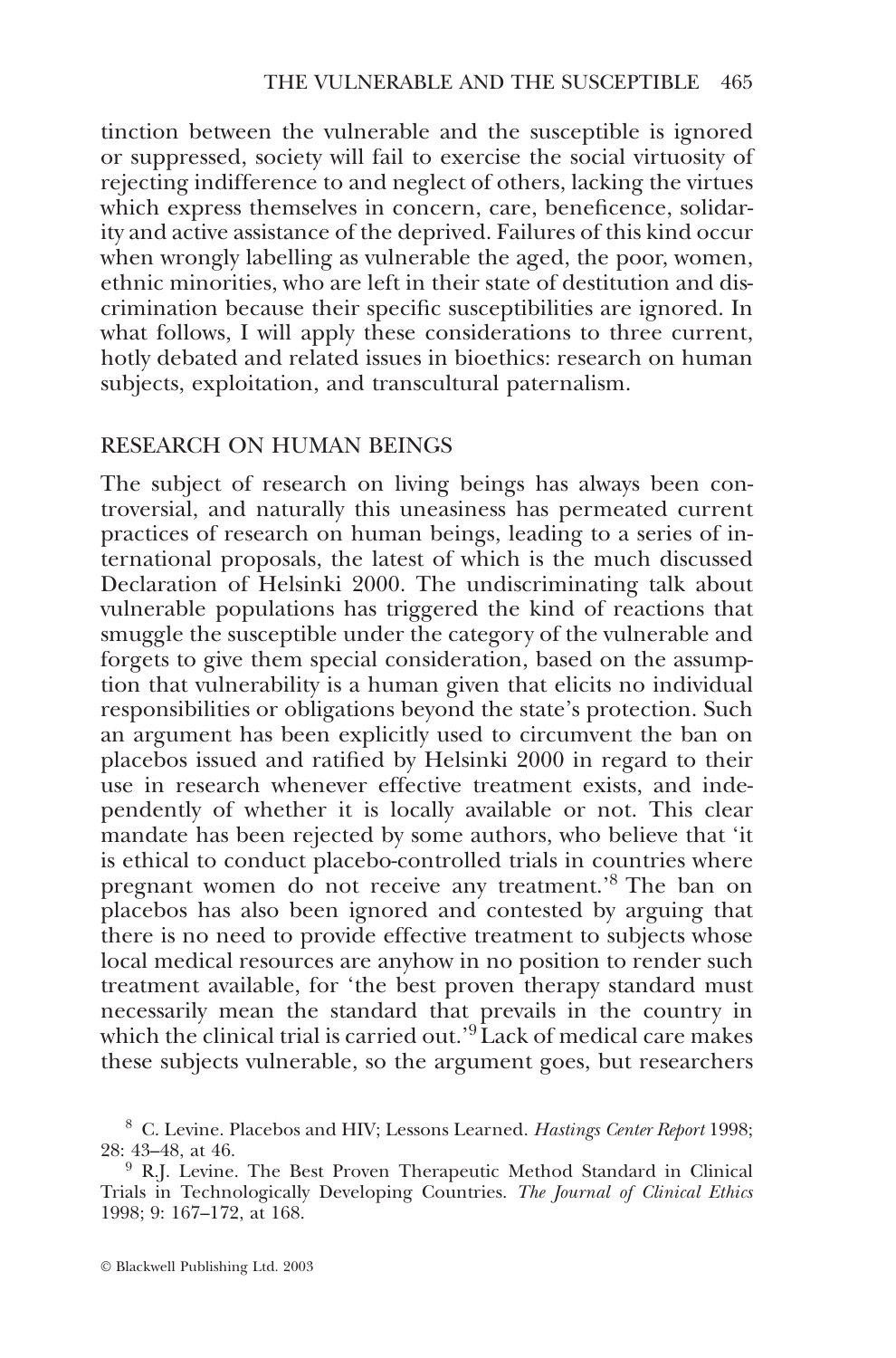tinction between the vulnerable and the susceptible is ignored or suppressed, society will fail to exercise the social virtuosity of rejecting indifference to and neglect of others, lacking the virtues which express themselves in concern, care, beneficence, solidarity and active assistance of the deprived. Failures of this kind occur when wrongly labelling as vulnerable the aged, the poor, women, ethnic minorities, who are left in their state of destitution and discrimination because their specific susceptibilities are ignored. In what follows, I will apply these considerations to three current, hotly debated and related issues in bioethics: research on human subjects, exploitation, and transcultural paternalism.

## RESEARCH ON HUMAN BEINGS

The subject of research on living beings has always been controversial, and naturally this uneasiness has permeated current practices of research on human beings, leading to a series of international proposals, the latest of which is the much discussed Declaration of Helsinki 2000. The undiscriminating talk about vulnerable populations has triggered the kind of reactions that smuggle the susceptible under the category of the vulnerable and forgets to give them special consideration, based on the assumption that vulnerability is a human given that elicits no individual responsibilities or obligations beyond the state's protection. Such an argument has been explicitly used to circumvent the ban on placebos issued and ratified by Helsinki 2000 in regard to their use in research whenever effective treatment exists, and independently of whether it is locally available or not. This clear mandate has been rejected by some authors, who believe that 'it is ethical to conduct placebo-controlled trials in countries where pregnant women do not receive any treatment.'[8] The ban on placebos has also been ignored and contested by arguing that there is no need to provide effective treatment to subjects whose local medical resources are anyhow in no position to render such treatment available, for 'the best proven therapy standard must necessarily mean the standard that prevails in the country in which the clinical trial is carried out.'[9] Lack of medical care makes these subjects vulnerable, so the argument goes, but researchers

[8] C. Levine. Placebos and HIV; Lessons Learned. *Hastings Center Report* 1998; 28: 43–48, at 46.

[9] R.J. Levine. The Best Proven Therapeutic Method Standard in Clinical Trials in Technologically Developing Countries. *The Journal of Clinical Ethics* 1998; 9: 167–172, at 168.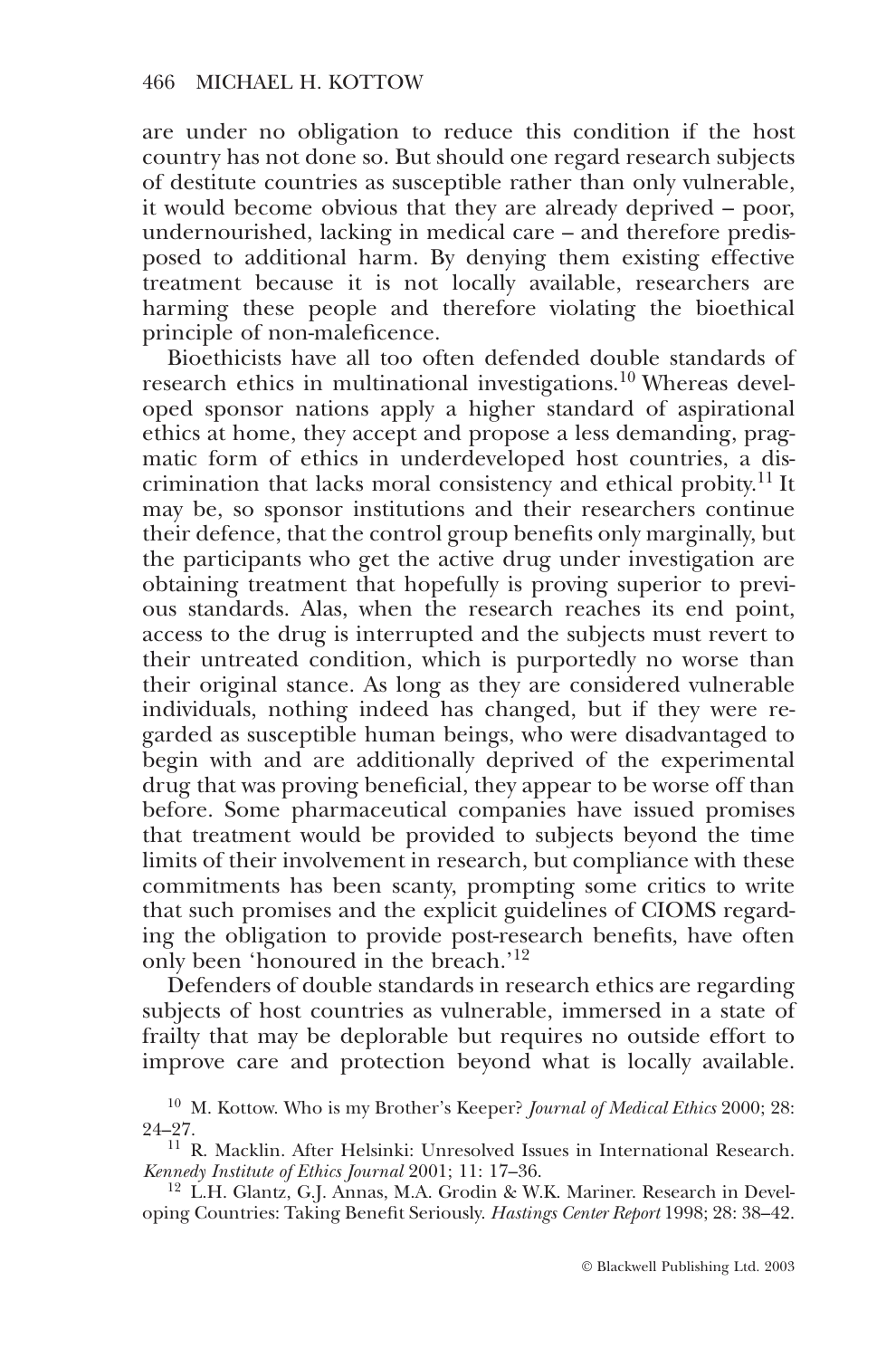are under no obligation to reduce this condition if the host country has not done so. But should one regard research subjects of destitute countries as susceptible rather than only vulnerable, it would become obvious that they are already deprived – poor, undernourished, lacking in medical care – and therefore predisposed to additional harm. By denying them existing effective treatment because it is not locally available, researchers are harming these people and therefore violating the bioethical principle of non-maleficence.

Bioethicists have all too often defended double standards of research ethics in multinational investigations.[10] Whereas developed sponsor nations apply a higher standard of aspirational ethics at home, they accept and propose a less demanding, pragmatic form of ethics in underdeveloped host countries, a discrimination that lacks moral consistency and ethical probity.[11] It may be, so sponsor institutions and their researchers continue their defence, that the control group benefits only marginally, but the participants who get the active drug under investigation are obtaining treatment that hopefully is proving superior to previous standards. Alas, when the research reaches its end point, access to the drug is interrupted and the subjects must revert to their untreated condition, which is purportedly no worse than their original stance. As long as they are considered vulnerable individuals, nothing indeed has changed, but if they were regarded as susceptible human beings, who were disadvantaged to begin with and are additionally deprived of the experimental drug that was proving beneficial, they appear to be worse off than before. Some pharmaceutical companies have issued promises that treatment would be provided to subjects beyond the time limits of their involvement in research, but compliance with these commitments has been scanty, prompting some critics to write that such promises and the explicit guidelines of CIOMS regarding the obligation to provide post-research benefits, have often only been 'honoured in the breach.'[12]

Defenders of double standards in research ethics are regarding subjects of host countries as vulnerable, immersed in a state of frailty that may be deplorable but requires no outside effort to improve care and protection beyond what is locally available.

[10] M. Kottow. Who is my Brother's Keeper? *Journal of Medical Ethics* 2000; 28: 24–27.

[11] R. Macklin. After Helsinki: Unresolved Issues in International Research. *Kennedy Institute of Ethics Journal* 2001; 11: 17–36.

[12] L.H. Glantz, G.J. Annas, M.A. Grodin & W.K. Mariner. Research in Developing Countries: Taking Benefit Seriously. *Hastings Center Report* 1998; 28: 38–42.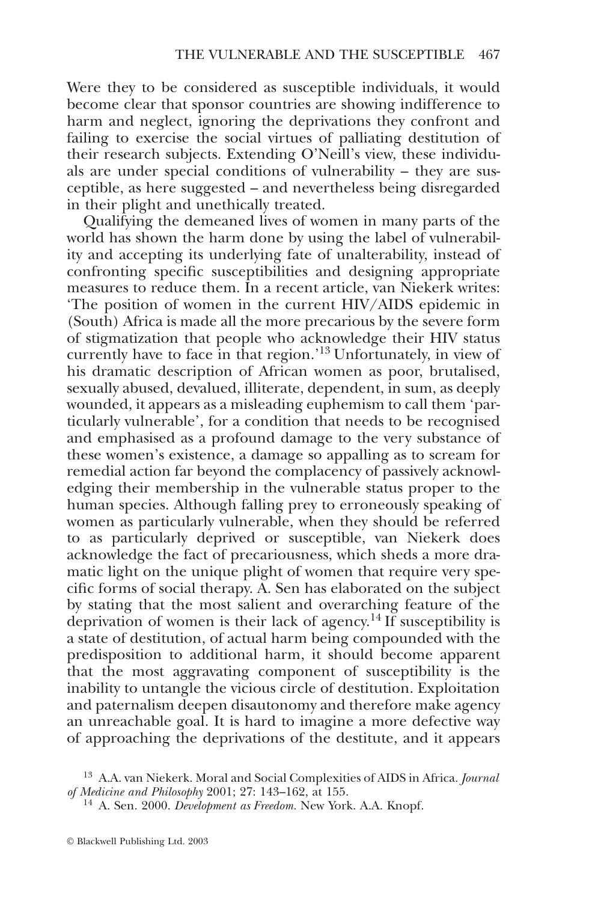Were they to be considered as susceptible individuals, it would become clear that sponsor countries are showing indifference to harm and neglect, ignoring the deprivations they confront and failing to exercise the social virtues of palliating destitution of their research subjects. Extending O'Neill's view, these individuals are under special conditions of vulnerability – they are susceptible, as here suggested – and nevertheless being disregarded in their plight and unethically treated.

Qualifying the demeaned lives of women in many parts of the world has shown the harm done by using the label of vulnerability and accepting its underlying fate of unalterability, instead of confronting specific susceptibilities and designing appropriate measures to reduce them. In a recent article, van Niekerk writes: 'The position of women in the current HIV/AIDS epidemic in (South) Africa is made all the more precarious by the severe form of stigmatization that people who acknowledge their HIV status currently have to face in that region.'[13] Unfortunately, in view of his dramatic description of African women as poor, brutalised, sexually abused, devalued, illiterate, dependent, in sum, as deeply wounded, it appears as a misleading euphemism to call them 'particularly vulnerable', for a condition that needs to be recognised and emphasised as a profound damage to the very substance of these women's existence, a damage so appalling as to scream for remedial action far beyond the complacency of passively acknowledging their membership in the vulnerable status proper to the human species. Although falling prey to erroneously speaking of women as particularly vulnerable, when they should be referred to as particularly deprived or susceptible, van Niekerk does acknowledge the fact of precariousness, which sheds a more dramatic light on the unique plight of women that require very specific forms of social therapy. A. Sen has elaborated on the subject by stating that the most salient and overarching feature of the deprivation of women is their lack of agency.[14] If susceptibility is a state of destitution, of actual harm being compounded with the predisposition to additional harm, it should become apparent that the most aggravating component of susceptibility is the inability to untangle the vicious circle of destitution. Exploitation and paternalism deepen disautonomy and therefore make agency an unreachable goal. It is hard to imagine a more defective way of approaching the deprivations of the destitute, and it appears

[13] A.A. van Niekerk. Moral and Social Complexities of AIDS in Africa. *Journal of Medicine and Philosophy* 2001; 27: 143–162, at 155.

[14] A. Sen. 2000. *Development as Freedom*. New York. A.A. Knopf.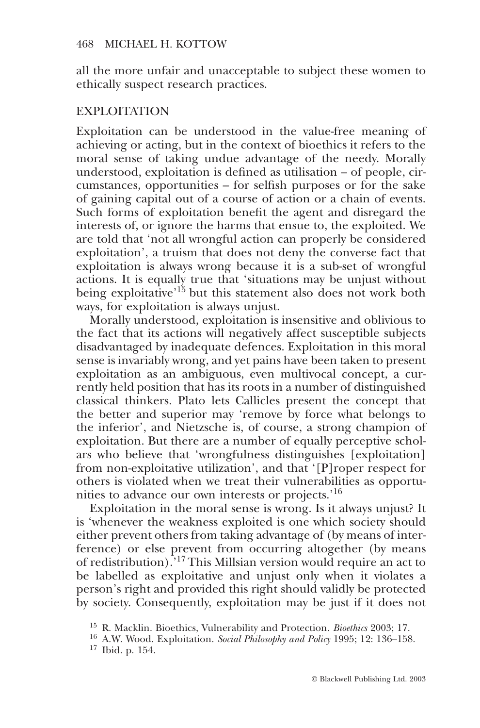all the more unfair and unacceptable to subject these women to ethically suspect research practices.

## EXPLOITATION

Exploitation can be understood in the value-free meaning of achieving or acting, but in the context of bioethics it refers to the moral sense of taking undue advantage of the needy. Morally understood, exploitation is defined as utilisation – of people, circumstances, opportunities – for selfish purposes or for the sake of gaining capital out of a course of action or a chain of events. Such forms of exploitation benefit the agent and disregard the interests of, or ignore the harms that ensue to, the exploited. We are told that 'not all wrongful action can properly be considered exploitation', a truism that does not deny the converse fact that exploitation is always wrong because it is a sub-set of wrongful actions. It is equally true that 'situations may be unjust without being exploitative'[15] but this statement also does not work both ways, for exploitation is always unjust.

Morally understood, exploitation is insensitive and oblivious to the fact that its actions will negatively affect susceptible subjects disadvantaged by inadequate defences. Exploitation in this moral sense is invariably wrong, and yet pains have been taken to present exploitation as an ambiguous, even multivocal concept, a currently held position that has its roots in a number of distinguished classical thinkers. Plato lets Callicles present the concept that the better and superior may 'remove by force what belongs to the inferior', and Nietzsche is, of course, a strong champion of exploitation. But there are a number of equally perceptive scholars who believe that 'wrongfulness distinguishes [exploitation] from non-exploitative utilization', and that '[P]roper respect for others is violated when we treat their vulnerabilities as opportunities to advance our own interests or projects.'[16]

Exploitation in the moral sense is wrong. Is it always unjust? It is 'whenever the weakness exploited is one which society should either prevent others from taking advantage of (by means of interference) or else prevent from occurring altogether (by means of redistribution).'[17] This Millsian version would require an act to be labelled as exploitative and unjust only when it violates a person's right and provided this right should validly be protected by society. Consequently, exploitation may be just if it does not

[15] R. Macklin. Bioethics, Vulnerability and Protection. *Bioethics* 2003; 17.

[16] A.W. Wood. Exploitation. *Social Philosophy and Policy* 1995; 12: 136–158.

[17] Ibid. p. 154.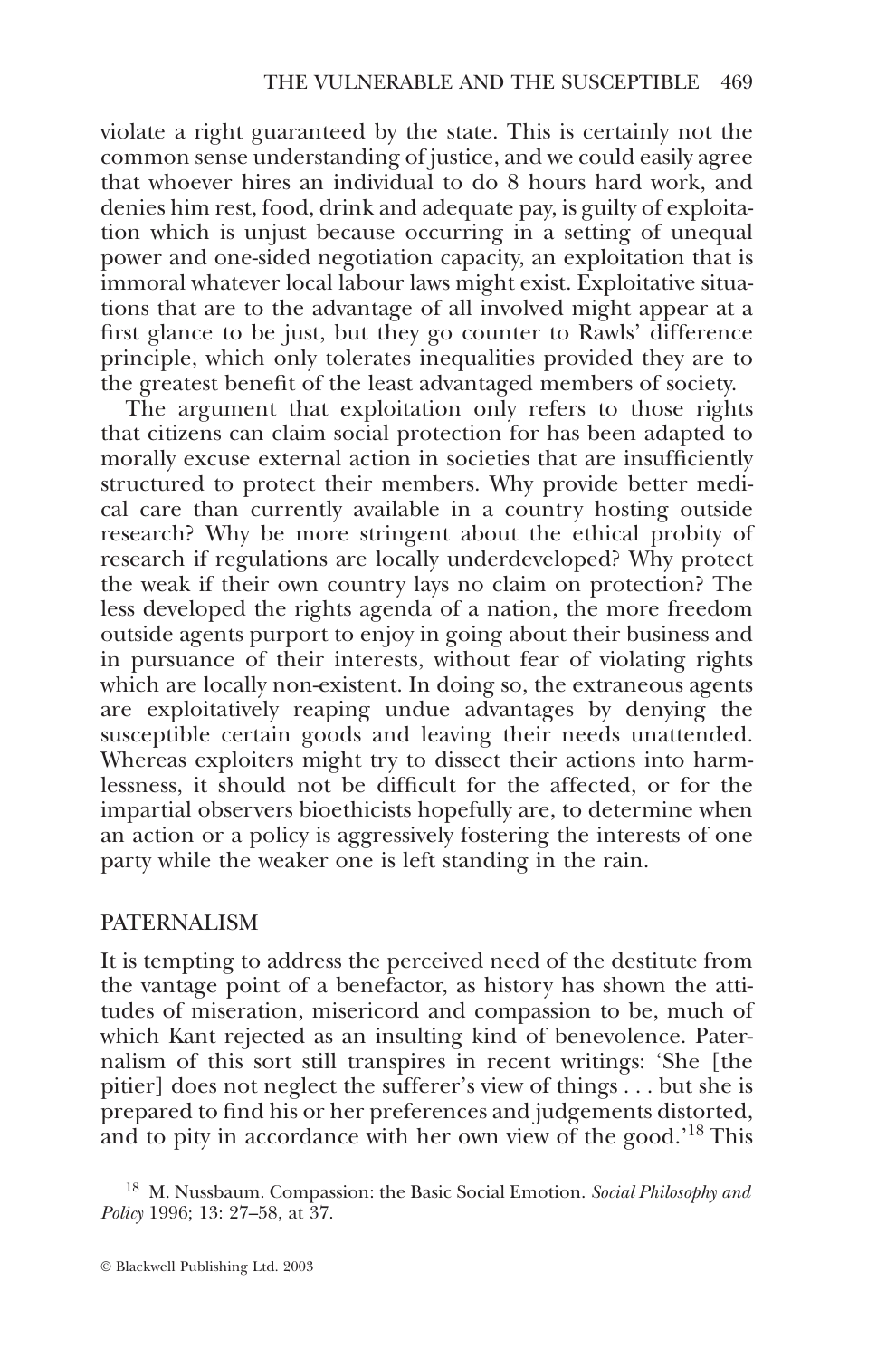violate a right guaranteed by the state. This is certainly not the common sense understanding of justice, and we could easily agree that whoever hires an individual to do 8 hours hard work, and denies him rest, food, drink and adequate pay, is guilty of exploitation which is unjust because occurring in a setting of unequal power and one-sided negotiation capacity, an exploitation that is immoral whatever local labour laws might exist. Exploitative situations that are to the advantage of all involved might appear at a first glance to be just, but they go counter to Rawls' difference principle, which only tolerates inequalities provided they are to the greatest benefit of the least advantaged members of society.

The argument that exploitation only refers to those rights that citizens can claim social protection for has been adapted to morally excuse external action in societies that are insufficiently structured to protect their members. Why provide better medical care than currently available in a country hosting outside research? Why be more stringent about the ethical probity of research if regulations are locally underdeveloped? Why protect the weak if their own country lays no claim on protection? The less developed the rights agenda of a nation, the more freedom outside agents purport to enjoy in going about their business and in pursuance of their interests, without fear of violating rights which are locally non-existent. In doing so, the extraneous agents are exploitatively reaping undue advantages by denying the susceptible certain goods and leaving their needs unattended. Whereas exploiters might try to dissect their actions into harmlessness, it should not be difficult for the affected, or for the impartial observers bioethicists hopefully are, to determine when an action or a policy is aggressively fostering the interests of one party while the weaker one is left standing in the rain.

## PATERNALISM

It is tempting to address the perceived need of the destitute from the vantage point of a benefactor, as history has shown the attitudes of miseration, misericord and compassion to be, much of which Kant rejected as an insulting kind of benevolence. Paternalism of this sort still transpires in recent writings: 'She [the pitier] does not neglect the sufferer's view of things . . . but she is prepared to find his or her preferences and judgements distorted, and to pity in accordance with her own view of the good.'[18] This

[18] M. Nussbaum. Compassion: the Basic Social Emotion. *Social Philosophy and Policy* 1996; 13: 27–58, at 37.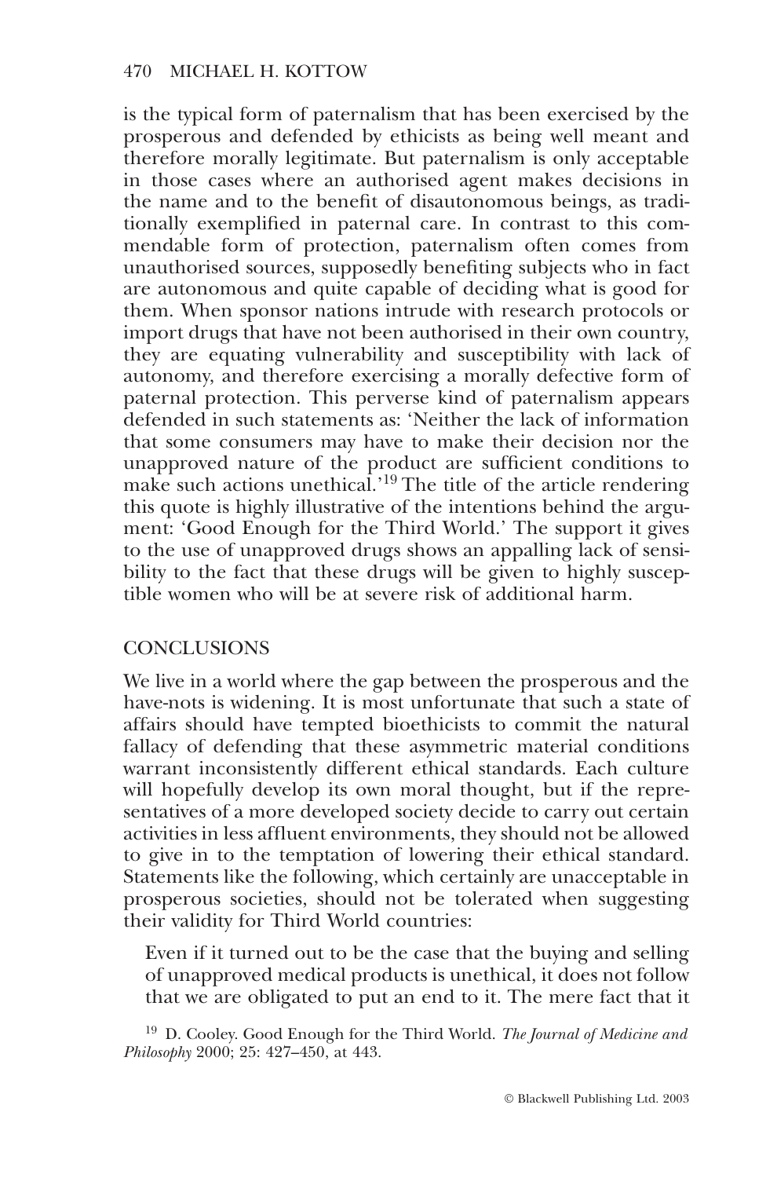is the typical form of paternalism that has been exercised by the prosperous and defended by ethicists as being well meant and therefore morally legitimate. But paternalism is only acceptable in those cases where an authorised agent makes decisions in the name and to the benefit of disautonomous beings, as traditionally exemplified in paternal care. In contrast to this commendable form of protection, paternalism often comes from unauthorised sources, supposedly benefiting subjects who in fact are autonomous and quite capable of deciding what is good for them. When sponsor nations intrude with research protocols or import drugs that have not been authorised in their own country, they are equating vulnerability and susceptibility with lack of autonomy, and therefore exercising a morally defective form of paternal protection. This perverse kind of paternalism appears defended in such statements as: 'Neither the lack of information that some consumers may have to make their decision nor the unapproved nature of the product are sufficient conditions to make such actions unethical.'[19] The title of the article rendering this quote is highly illustrative of the intentions behind the argument: 'Good Enough for the Third World.' The support it gives to the use of unapproved drugs shows an appalling lack of sensibility to the fact that these drugs will be given to highly susceptible women who will be at severe risk of additional harm.

## CONCLUSIONS

We live in a world where the gap between the prosperous and the have-nots is widening. It is most unfortunate that such a state of affairs should have tempted bioethicists to commit the natural fallacy of defending that these asymmetric material conditions warrant inconsistently different ethical standards. Each culture will hopefully develop its own moral thought, but if the representatives of a more developed society decide to carry out certain activities in less affluent environments, they should not be allowed to give in to the temptation of lowering their ethical standard. Statements like the following, which certainly are unacceptable in prosperous societies, should not be tolerated when suggesting their validity for Third World countries:

> Even if it turned out to be the case that the buying and selling of unapproved medical products is unethical, it does not follow that we are obligated to put an end to it. The mere fact that it

[19] D. Cooley. Good Enough for the Third World. *The Journal of Medicine and Philosophy* 2000; 25: 427–450, at 443.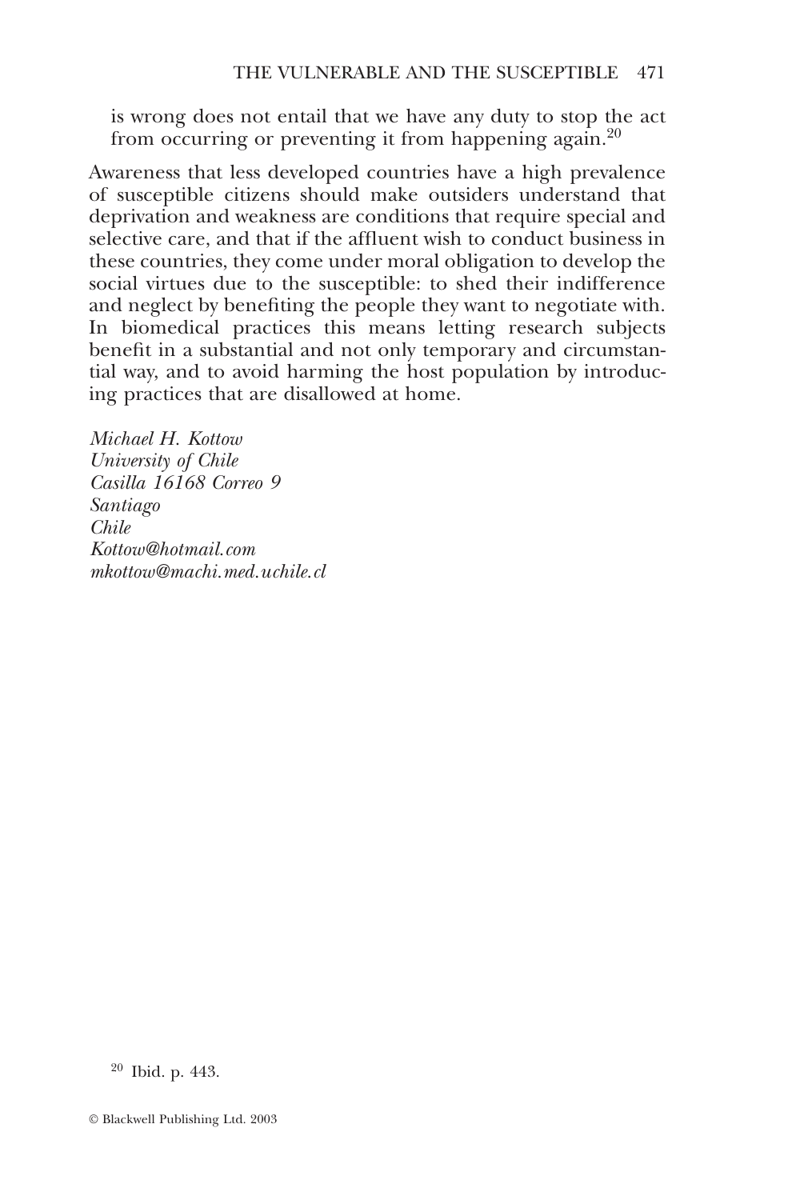> is wrong does not entail that we have any duty to stop the act from occurring or preventing it from happening again.[20]

Awareness that less developed countries have a high prevalence of susceptible citizens should make outsiders understand that deprivation and weakness are conditions that require special and selective care, and that if the affluent wish to conduct business in these countries, they come under moral obligation to develop the social virtues due to the susceptible: to shed their indifference and neglect by benefiting the people they want to negotiate with. In biomedical practices this means letting research subjects benefit in a substantial and not only temporary and circumstantial way, and to avoid harming the host population by introducing practices that are disallowed at home.

*Michael H. Kottow*
*University of Chile*
*Casilla 16168 Correo 9*
*Santiago*
*Chile*
*Kottow@hotmail.com*
*mkottow@machi.med.uchile.cl*

[20] Ibid. p. 443.

© Blackwell Publishing Ltd. 2003